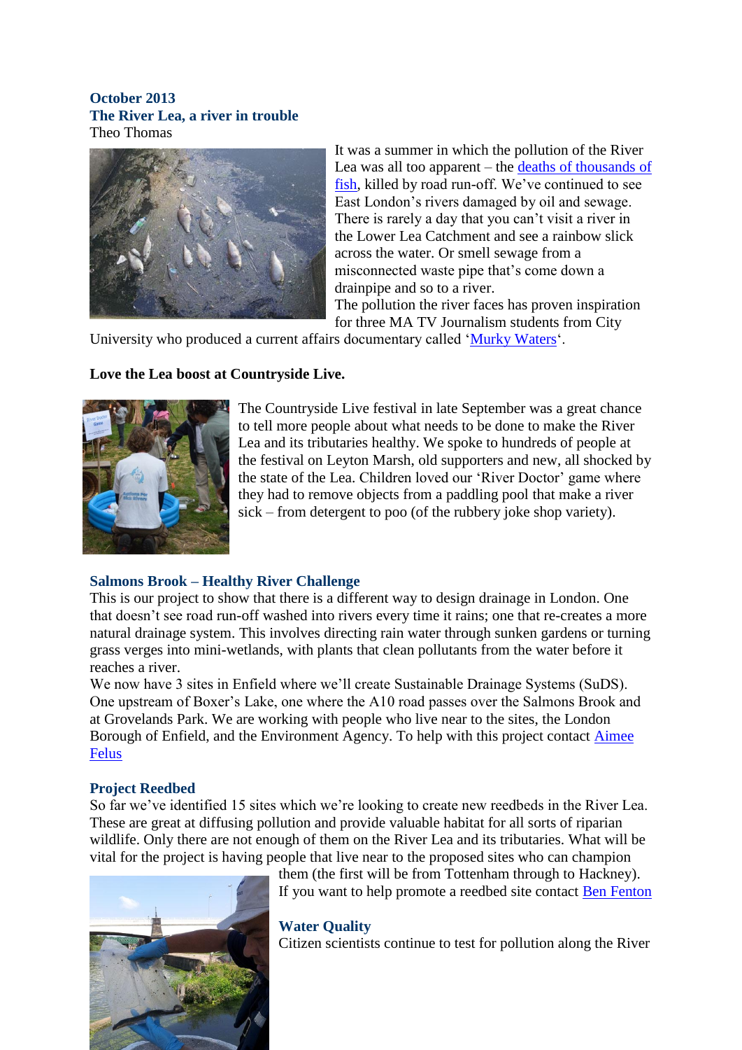**October 2013**

## The River Lea, a river in trouble

Theo Thomas

It was a summer in which the pollution of the River Lea was all too apparent – the deaths of thousands of fish, killed by road run-off. We've continued to see East London's rivers damaged by oil and sewage. There is rarely a day that you can't visit a river in the Lower Lea Catchment and see a rainbow slick across the water. Or smell sewage from a misconnected waste pipe that's come down a drainpipe and so to a river.

The pollution the river faces has proven inspiration for three MA TV Journalism students from City University who produced a current affairs documentary called 'Murky Waters'.

**Love the Lea boost at Countryside Live.**

The Countryside Live festival in late September was a great chance to tell more people about what needs to be done to make the River Lea and its tributaries healthy. We spoke to hundreds of people at the festival on Leyton Marsh, old supporters and new, all shocked by the state of the Lea. Children loved our 'River Doctor' game where they had to remove objects from a paddling pool that make a river sick – from detergent to poo (of the rubbery joke shop variety).

## Salmons Brook – Healthy River Challenge

This is our project to show that there is a different way to design drainage in London. One that doesn't see road run-off washed into rivers every time it rains; one that re-creates a more natural drainage system. This involves directing rain water through sunken gardens or turning grass verges into mini-wetlands, with plants that clean pollutants from the water before it reaches a river.

We now have 3 sites in Enfield where we'll create Sustainable Drainage Systems (SuDS). One upstream of Boxer's Lake, one where the A10 road passes over the Salmons Brook and at Grovelands Park. We are working with people who live near to the sites, the London Borough of Enfield, and the Environment Agency. To help with this project contact Aimee Felus

## Project Reedbed

So far we've identified 15 sites which we're looking to create new reedbeds in the River Lea. These are great at diffusing pollution and provide valuable habitat for all sorts of riparian wildlife. Only there are not enough of them on the River Lea and its tributaries. What will be vital for the project is having people that live near to the proposed sites who can champion them (the first will be from Tottenham through to Hackney).

If you want to help promote a reedbed site contact Ben Fenton

## Water Quality

Citizen scientists continue to test for pollution along the River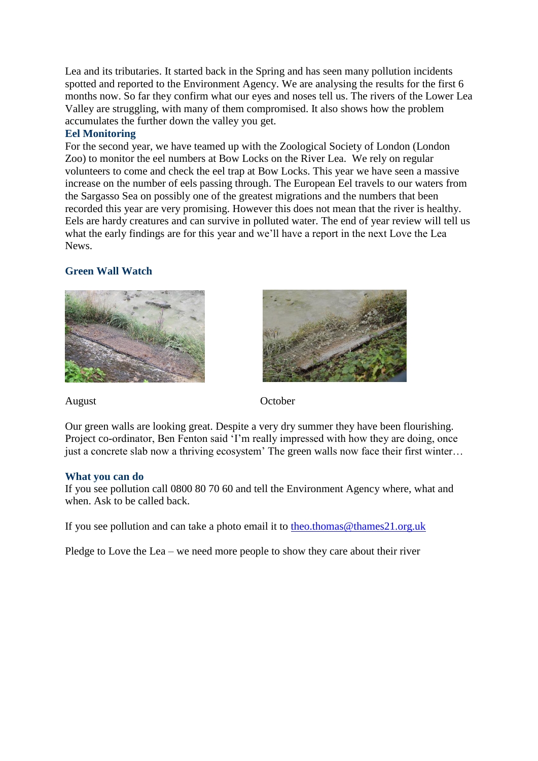Lea and its tributaries. It started back in the Spring and has seen many pollution incidents spotted and reported to the Environment Agency. We are analysing the results for the first 6 months now. So far they confirm what our eyes and noses tell us. The rivers of the Lower Lea Valley are struggling, with many of them compromised. It also shows how the problem accumulates the further down the valley you get.

### Eel Monitoring

For the second year, we have teamed up with the Zoological Society of London (London Zoo) to monitor the eel numbers at Bow Locks on the River Lea. We rely on regular volunteers to come and check the eel trap at Bow Locks. This year we have seen a massive increase on the number of eels passing through. The European Eel travels to our waters from the Sargasso Sea on possibly one of the greatest migrations and the numbers that been recorded this year are very promising. However this does not mean that the river is healthy. Eels are hardy creatures and can survive in polluted water. The end of year review will tell us what the early findings are for this year and we'll have a report in the next Love the Lea News.

### Green Wall Watch

August

October

Our green walls are looking great. Despite a very dry summer they have been flourishing. Project co-ordinator, Ben Fenton said 'I'm really impressed with how they are doing, once just a concrete slab now a thriving ecosystem' The green walls now face their first winter…

### What you can do

If you see pollution call 0800 80 70 60 and tell the Environment Agency where, what and when. Ask to be called back.

If you see pollution and can take a photo email it to theo.thomas@thames21.org.uk

Pledge to Love the Lea – we need more people to show they care about their river